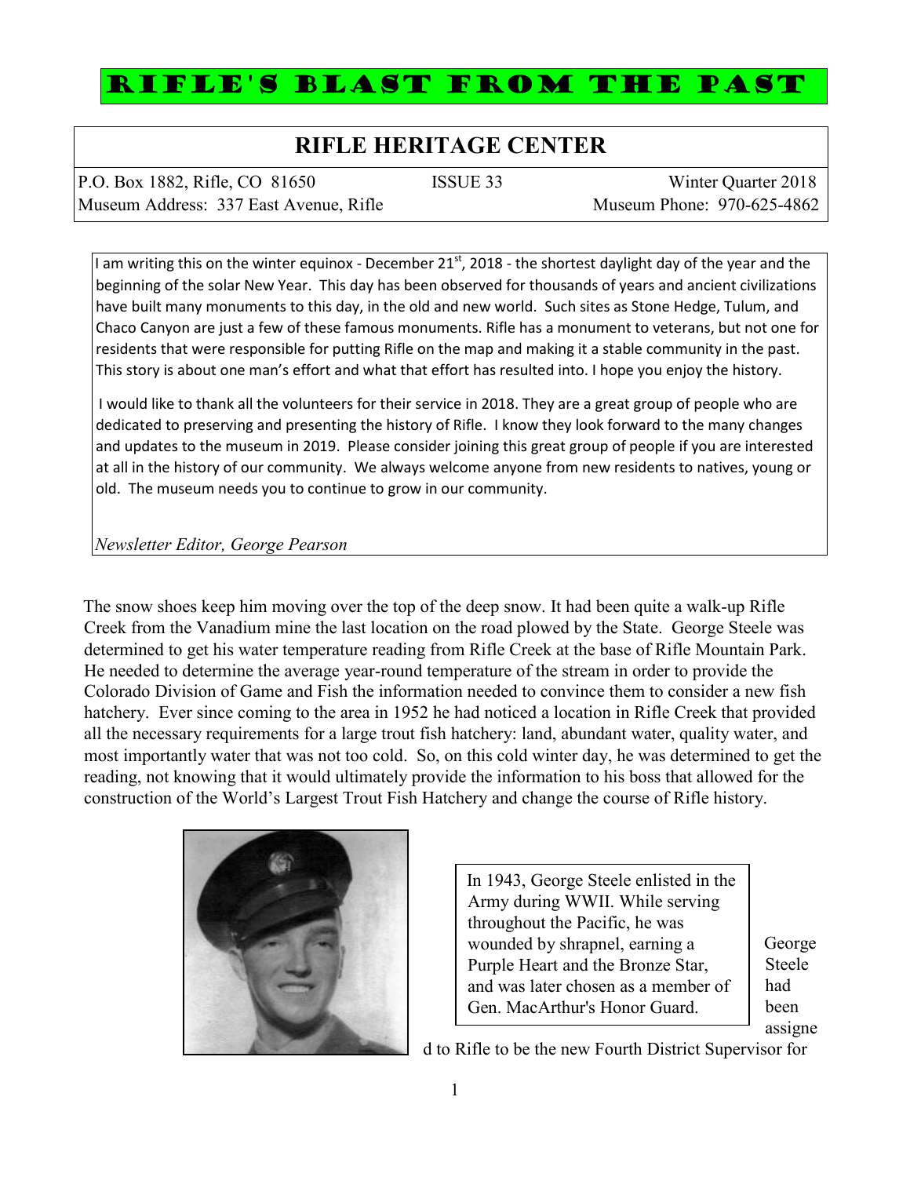# Rifle's Blast from the Past

## RIFLE HERITAGE CENTER

P.O. Box 1882, Rifle, CO 81650 | ISSUE 33 | Winter Quarter 2018

Museum Address: 337 East Avenue, Rifle | Museum Phone: 970-625-4862

I am writing this on the winter equinox - December 21st, 2018 - the shortest daylight day of the year and the beginning of the solar New Year. This day has been observed for thousands of years and ancient civilizations have built many monuments to this day, in the old and new world. Such sites as Stone Hedge, Tulum, and Chaco Canyon are just a few of these famous monuments. Rifle has a monument to veterans, but not one for residents that were responsible for putting Rifle on the map and making it a stable community in the past. This story is about one man's effort and what that effort has resulted into. I hope you enjoy the history.

I would like to thank all the volunteers for their service in 2018. They are a great group of people who are dedicated to preserving and presenting the history of Rifle. I know they look forward to the many changes and updates to the museum in 2019. Please consider joining this great group of people if you are interested at all in the history of our community. We always welcome anyone from new residents to natives, young or old. The museum needs you to continue to grow in our community.

*Newsletter Editor, George Pearson*

The snow shoes keep him moving over the top of the deep snow. It had been quite a walk-up Rifle Creek from the Vanadium mine the last location on the road plowed by the State. George Steele was determined to get his water temperature reading from Rifle Creek at the base of Rifle Mountain Park. He needed to determine the average year-round temperature of the stream in order to provide the Colorado Division of Game and Fish the information needed to convince them to consider a new fish hatchery. Ever since coming to the area in 1952 he had noticed a location in Rifle Creek that provided all the necessary requirements for a large trout fish hatchery: land, abundant water, quality water, and most importantly water that was not too cold. So, on this cold winter day, he was determined to get the reading, not knowing that it would ultimately provide the information to his boss that allowed for the construction of the World's Largest Trout Fish Hatchery and change the course of Rifle history.

In 1943, George Steele enlisted in the Army during WWII. While serving throughout the Pacific, he was wounded by shrapnel, earning a Purple Heart and the Bronze Star, and was later chosen as a member of Gen. MacArthur's Honor Guard.

George Steele had been assigned to Rifle to be the new Fourth District Supervisor for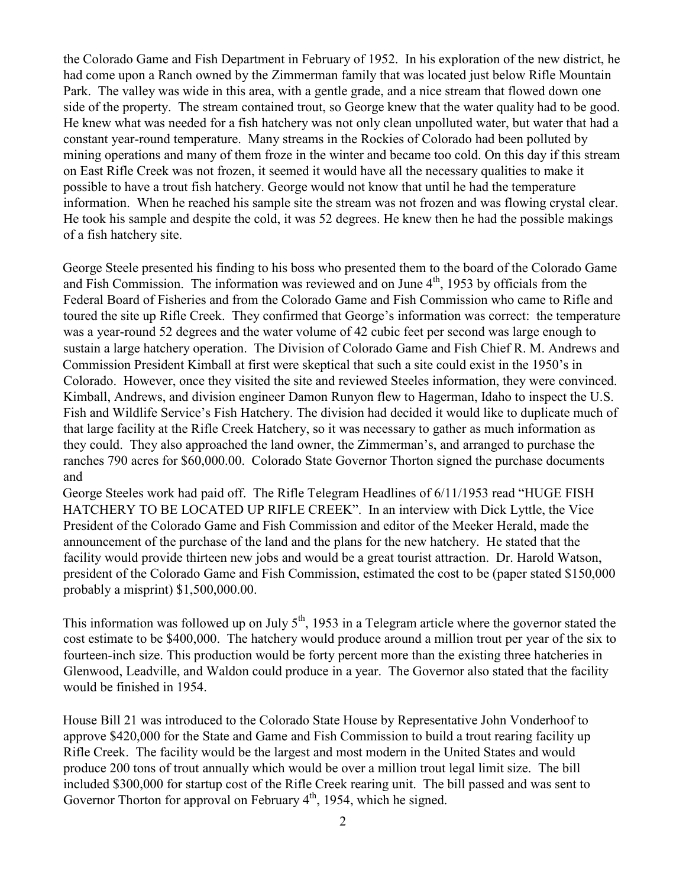the Colorado Game and Fish Department in February of 1952. In his exploration of the new district, he had come upon a Ranch owned by the Zimmerman family that was located just below Rifle Mountain Park. The valley was wide in this area, with a gentle grade, and a nice stream that flowed down one side of the property. The stream contained trout, so George knew that the water quality had to be good. He knew what was needed for a fish hatchery was not only clean unpolluted water, but water that had a constant year-round temperature. Many streams in the Rockies of Colorado had been polluted by mining operations and many of them froze in the winter and became too cold. On this day if this stream on East Rifle Creek was not frozen, it seemed it would have all the necessary qualities to make it possible to have a trout fish hatchery. George would not know that until he had the temperature information. When he reached his sample site the stream was not frozen and was flowing crystal clear. He took his sample and despite the cold, it was 52 degrees. He knew then he had the possible makings of a fish hatchery site.

George Steele presented his finding to his boss who presented them to the board of the Colorado Game and Fish Commission. The information was reviewed and on June 4th, 1953 by officials from the Federal Board of Fisheries and from the Colorado Game and Fish Commission who came to Rifle and toured the site up Rifle Creek. They confirmed that George's information was correct: the temperature was a year-round 52 degrees and the water volume of 42 cubic feet per second was large enough to sustain a large hatchery operation. The Division of Colorado Game and Fish Chief R. M. Andrews and Commission President Kimball at first were skeptical that such a site could exist in the 1950's in Colorado. However, once they visited the site and reviewed Steeles information, they were convinced. Kimball, Andrews, and division engineer Damon Runyon flew to Hagerman, Idaho to inspect the U.S. Fish and Wildlife Service's Fish Hatchery. The division had decided it would like to duplicate much of that large facility at the Rifle Creek Hatchery, so it was necessary to gather as much information as they could. They also approached the land owner, the Zimmerman's, and arranged to purchase the ranches 790 acres for $60,000.00. Colorado State Governor Thorton signed the purchase documents and

George Steeles work had paid off. The Rifle Telegram Headlines of 6/11/1953 read "HUGE FISH HATCHERY TO BE LOCATED UP RIFLE CREEK". In an interview with Dick Lyttle, the Vice President of the Colorado Game and Fish Commission and editor of the Meeker Herald, made the announcement of the purchase of the land and the plans for the new hatchery. He stated that the facility would provide thirteen new jobs and would be a great tourist attraction. Dr. Harold Watson, president of the Colorado Game and Fish Commission, estimated the cost to be (paper stated $150,000 probably a misprint) $1,500,000.00.

This information was followed up on July 5th, 1953 in a Telegram article where the governor stated the cost estimate to be $400,000. The hatchery would produce around a million trout per year of the six to fourteen-inch size. This production would be forty percent more than the existing three hatcheries in Glenwood, Leadville, and Waldon could produce in a year. The Governor also stated that the facility would be finished in 1954.

House Bill 21 was introduced to the Colorado State House by Representative John Vonderhoof to approve $420,000 for the State and Game and Fish Commission to build a trout rearing facility up Rifle Creek. The facility would be the largest and most modern in the United States and would produce 200 tons of trout annually which would be over a million trout legal limit size. The bill included $300,000 for startup cost of the Rifle Creek rearing unit. The bill passed and was sent to Governor Thorton for approval on February 4th, 1954, which he signed.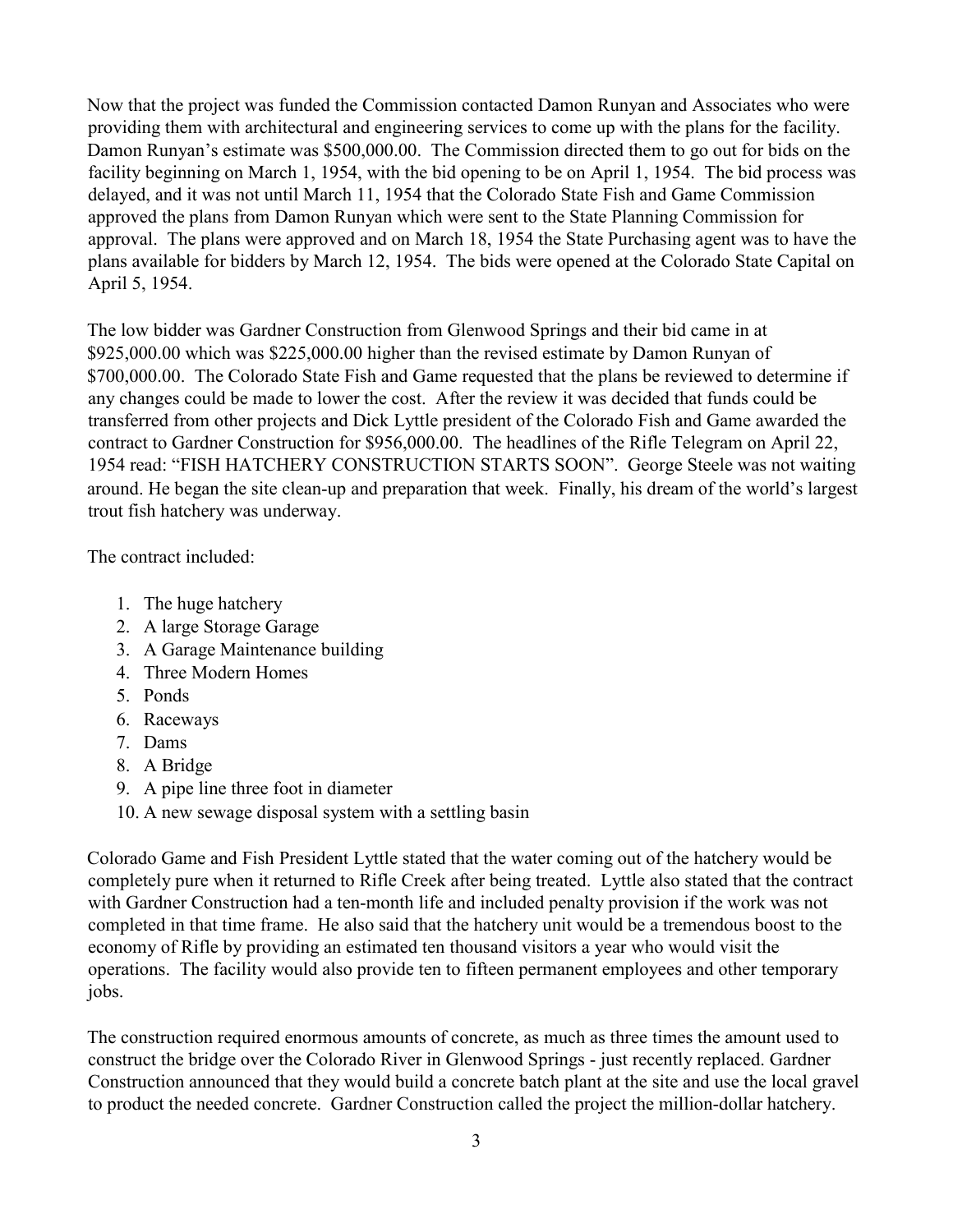Now that the project was funded the Commission contacted Damon Runyan and Associates who were providing them with architectural and engineering services to come up with the plans for the facility. Damon Runyan's estimate was $500,000.00. The Commission directed them to go out for bids on the facility beginning on March 1, 1954, with the bid opening to be on April 1, 1954. The bid process was delayed, and it was not until March 11, 1954 that the Colorado State Fish and Game Commission approved the plans from Damon Runyan which were sent to the State Planning Commission for approval. The plans were approved and on March 18, 1954 the State Purchasing agent was to have the plans available for bidders by March 12, 1954. The bids were opened at the Colorado State Capital on April 5, 1954.

The low bidder was Gardner Construction from Glenwood Springs and their bid came in at $925,000.00 which was $225,000.00 higher than the revised estimate by Damon Runyan of $700,000.00. The Colorado State Fish and Game requested that the plans be reviewed to determine if any changes could be made to lower the cost. After the review it was decided that funds could be transferred from other projects and Dick Lyttle president of the Colorado Fish and Game awarded the contract to Gardner Construction for $956,000.00. The headlines of the Rifle Telegram on April 22, 1954 read: "FISH HATCHERY CONSTRUCTION STARTS SOON". George Steele was not waiting around. He began the site clean-up and preparation that week. Finally, his dream of the world's largest trout fish hatchery was underway.

The contract included:

1. The huge hatchery
2. A large Storage Garage
3. A Garage Maintenance building
4. Three Modern Homes
5. Ponds
6. Raceways
7. Dams
8. A Bridge
9. A pipe line three foot in diameter
10. A new sewage disposal system with a settling basin

Colorado Game and Fish President Lyttle stated that the water coming out of the hatchery would be completely pure when it returned to Rifle Creek after being treated. Lyttle also stated that the contract with Gardner Construction had a ten-month life and included penalty provision if the work was not completed in that time frame. He also said that the hatchery unit would be a tremendous boost to the economy of Rifle by providing an estimated ten thousand visitors a year who would visit the operations. The facility would also provide ten to fifteen permanent employees and other temporary jobs.

The construction required enormous amounts of concrete, as much as three times the amount used to construct the bridge over the Colorado River in Glenwood Springs - just recently replaced. Gardner Construction announced that they would build a concrete batch plant at the site and use the local gravel to product the needed concrete. Gardner Construction called the project the million-dollar hatchery.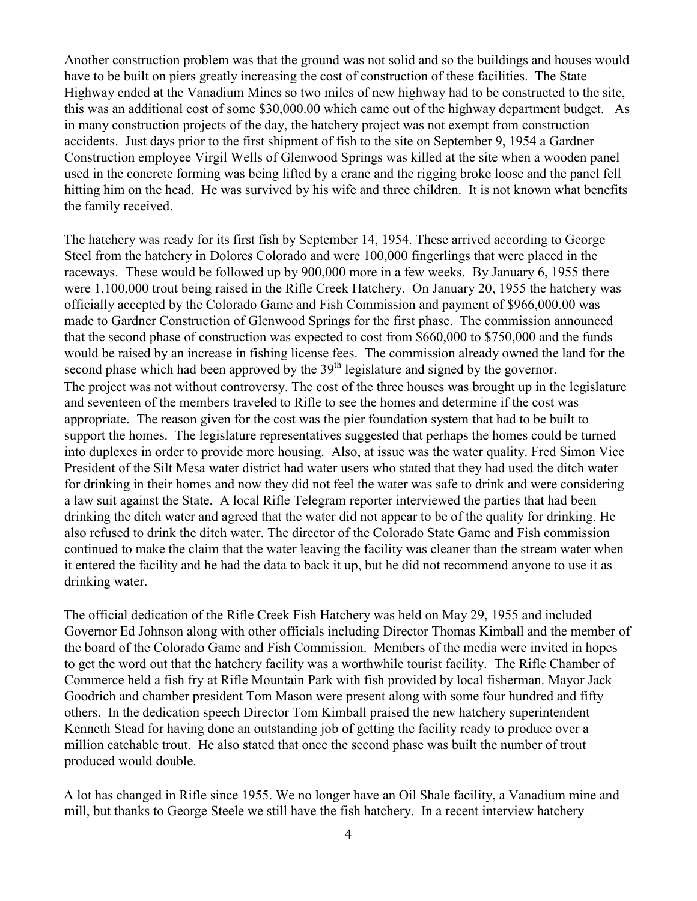Another construction problem was that the ground was not solid and so the buildings and houses would have to be built on piers greatly increasing the cost of construction of these facilities. The State Highway ended at the Vanadium Mines so two miles of new highway had to be constructed to the site, this was an additional cost of some $30,000.00 which came out of the highway department budget. As in many construction projects of the day, the hatchery project was not exempt from construction accidents. Just days prior to the first shipment of fish to the site on September 9, 1954 a Gardner Construction employee Virgil Wells of Glenwood Springs was killed at the site when a wooden panel used in the concrete forming was being lifted by a crane and the rigging broke loose and the panel fell hitting him on the head. He was survived by his wife and three children. It is not known what benefits the family received.

The hatchery was ready for its first fish by September 14, 1954. These arrived according to George Steel from the hatchery in Dolores Colorado and were 100,000 fingerlings that were placed in the raceways. These would be followed up by 900,000 more in a few weeks. By January 6, 1955 there were 1,100,000 trout being raised in the Rifle Creek Hatchery. On January 20, 1955 the hatchery was officially accepted by the Colorado Game and Fish Commission and payment of $966,000.00 was made to Gardner Construction of Glenwood Springs for the first phase. The commission announced that the second phase of construction was expected to cost from $660,000 to $750,000 and the funds would be raised by an increase in fishing license fees. The commission already owned the land for the second phase which had been approved by the 39th legislature and signed by the governor.
The project was not without controversy. The cost of the three houses was brought up in the legislature and seventeen of the members traveled to Rifle to see the homes and determine if the cost was appropriate. The reason given for the cost was the pier foundation system that had to be built to support the homes. The legislature representatives suggested that perhaps the homes could be turned into duplexes in order to provide more housing. Also, at issue was the water quality. Fred Simon Vice President of the Silt Mesa water district had water users who stated that they had used the ditch water for drinking in their homes and now they did not feel the water was safe to drink and were considering a law suit against the State. A local Rifle Telegram reporter interviewed the parties that had been drinking the ditch water and agreed that the water did not appear to be of the quality for drinking. He also refused to drink the ditch water. The director of the Colorado State Game and Fish commission continued to make the claim that the water leaving the facility was cleaner than the stream water when it entered the facility and he had the data to back it up, but he did not recommend anyone to use it as drinking water.

The official dedication of the Rifle Creek Fish Hatchery was held on May 29, 1955 and included Governor Ed Johnson along with other officials including Director Thomas Kimball and the member of the board of the Colorado Game and Fish Commission. Members of the media were invited in hopes to get the word out that the hatchery facility was a worthwhile tourist facility. The Rifle Chamber of Commerce held a fish fry at Rifle Mountain Park with fish provided by local fisherman. Mayor Jack Goodrich and chamber president Tom Mason were present along with some four hundred and fifty others. In the dedication speech Director Tom Kimball praised the new hatchery superintendent Kenneth Stead for having done an outstanding job of getting the facility ready to produce over a million catchable trout. He also stated that once the second phase was built the number of trout produced would double.

A lot has changed in Rifle since 1955. We no longer have an Oil Shale facility, a Vanadium mine and mill, but thanks to George Steele we still have the fish hatchery. In a recent interview hatchery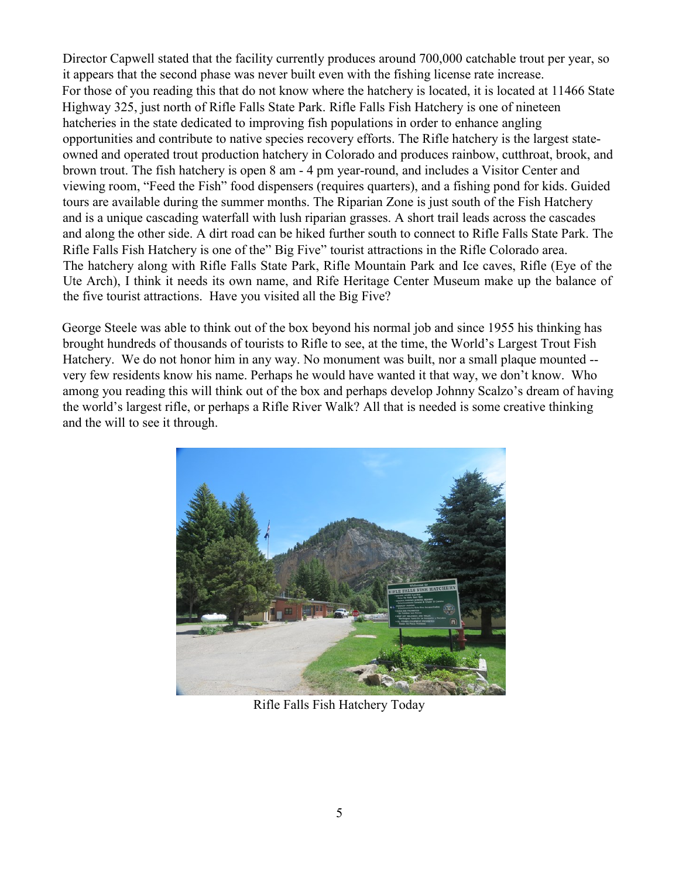Director Capwell stated that the facility currently produces around 700,000 catchable trout per year, so it appears that the second phase was never built even with the fishing license rate increase.

For those of you reading this that do not know where the hatchery is located, it is located at 11466 State Highway 325, just north of Rifle Falls State Park. Rifle Falls Fish Hatchery is one of nineteen hatcheries in the state dedicated to improving fish populations in order to enhance angling opportunities and contribute to native species recovery efforts. The Rifle hatchery is the largest state-owned and operated trout production hatchery in Colorado and produces rainbow, cutthroat, brook, and brown trout. The fish hatchery is open 8 am - 4 pm year-round, and includes a Visitor Center and viewing room, "Feed the Fish" food dispensers (requires quarters), and a fishing pond for kids. Guided tours are available during the summer months. The Riparian Zone is just south of the Fish Hatchery and is a unique cascading waterfall with lush riparian grasses. A short trail leads across the cascades and along the other side. A dirt road can be hiked further south to connect to Rifle Falls State Park. The Rifle Falls Fish Hatchery is one of the" Big Five" tourist attractions in the Rifle Colorado area.

The hatchery along with Rifle Falls State Park, Rifle Mountain Park and Ice caves, Rifle (Eye of the Ute Arch), I think it needs its own name, and Rife Heritage Center Museum make up the balance of the five tourist attractions. Have you visited all the Big Five?

George Steele was able to think out of the box beyond his normal job and since 1955 his thinking has brought hundreds of thousands of tourists to Rifle to see, at the time, the World's Largest Trout Fish Hatchery. We do not honor him in any way. No monument was built, nor a small plaque mounted -- very few residents know his name. Perhaps he would have wanted it that way, we don't know. Who among you reading this will think out of the box and perhaps develop Johnny Scalzo's dream of having the world's largest rifle, or perhaps a Rifle River Walk? All that is needed is some creative thinking and the will to see it through.

Rifle Falls Fish Hatchery Today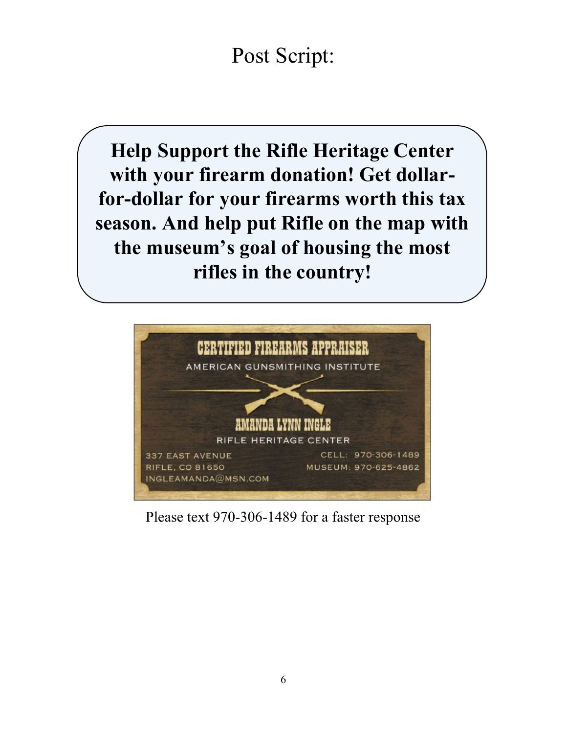# Post Script:

**Help Support the Rifle Heritage Center with your firearm donation! Get dollar-for-dollar for your firearms worth this tax season. And help put Rifle on the map with the museum's goal of housing the most rifles in the country!**

CERTIFIED FIREARMS APPRAISER

AMERICAN GUNSMITHING INSTITUTE

AMANDA LYNN INGLE

RIFLE HERITAGE CENTER

337 EAST AVENUE
RIFLE, CO 81650
INGLEAMANDA@MSN.COM

CELL: 970-306-1489
MUSEUM: 970-625-4862

Please text 970-306-1489 for a faster response